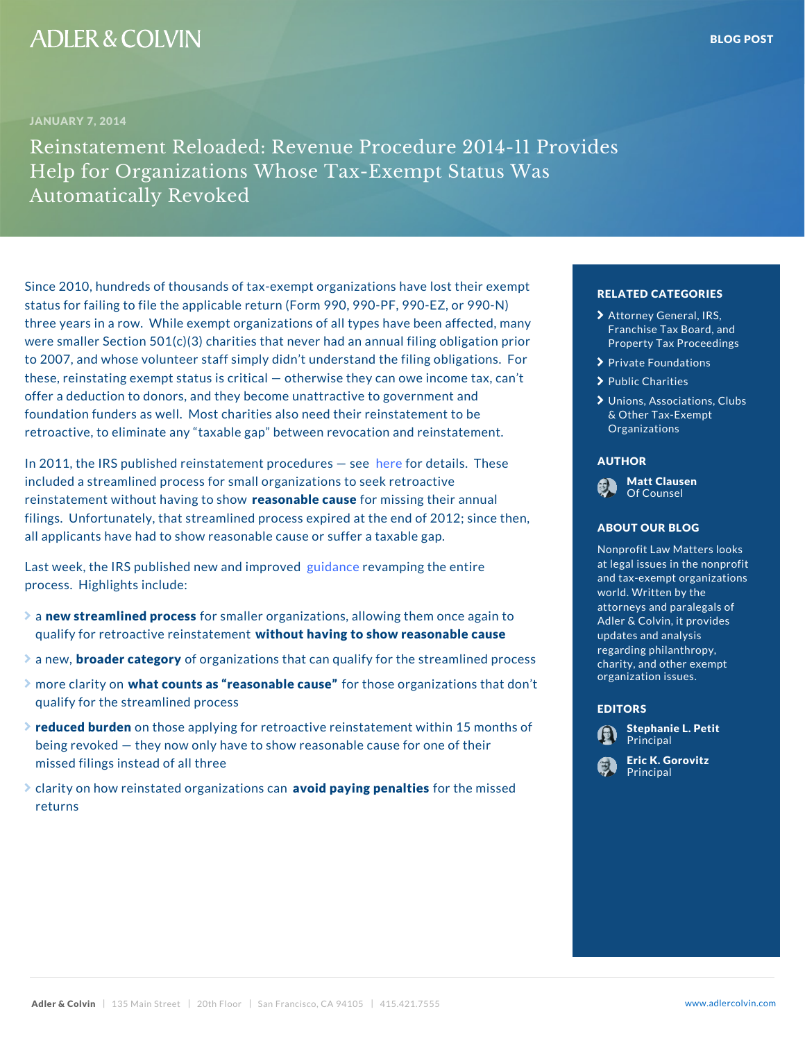ADLER & COLVIN

BLOG POST

JANUARY 7, 2014

# Reinstatement Reloaded: Revenue Procedure 2014-11 Provides Help for Organizations Whose Tax-Exempt Status Was Automatically Revoked

Since 2010, hundreds of thousands of tax-exempt organizations have lost their exempt status for failing to file the applicable return (Form 990, 990-PF, 990-EZ, or 990-N) three years in a row. While exempt organizations of all types have been affected, many were smaller Section 501(c)(3) charities that never had an annual filing obligation prior to 2007, and whose volunteer staff simply didn't understand the filing obligations. For these, reinstating exempt status is critical — otherwise they can owe income tax, can't offer a deduction to donors, and they become unattractive to government and foundation funders as well. Most charities also need their reinstatement to be retroactive, to eliminate any "taxable gap" between revocation and reinstatement.

In 2011, the IRS published reinstatement procedures — see here for details. These included a streamlined process for small organizations to seek retroactive reinstatement without having to show **reasonable cause** for missing their annual filings. Unfortunately, that streamlined process expired at the end of 2012; since then, all applicants have had to show reasonable cause or suffer a taxable gap.

Last week, the IRS published new and improved guidance revamping the entire process. Highlights include:

- a **new streamlined process** for smaller organizations, allowing them once again to qualify for retroactive reinstatement **without having to show reasonable cause**
- a new, **broader category** of organizations that can qualify for the streamlined process
- more clarity on **what counts as "reasonable cause"** for those organizations that don't qualify for the streamlined process
- **reduced burden** on those applying for retroactive reinstatement within 15 months of being revoked — they now only have to show reasonable cause for one of their missed filings instead of all three
- clarity on how reinstated organizations can **avoid paying penalties** for the missed returns

## RELATED CATEGORIES

- Attorney General, IRS, Franchise Tax Board, and Property Tax Proceedings
- Private Foundations
- Public Charities
- Unions, Associations, Clubs & Other Tax-Exempt Organizations

## AUTHOR

**Matt Clausen**
Of Counsel

## ABOUT OUR BLOG

Nonprofit Law Matters looks at legal issues in the nonprofit and tax-exempt organizations world. Written by the attorneys and paralegals of Adler & Colvin, it provides updates and analysis regarding philanthropy, charity, and other exempt organization issues.

## EDITORS

**Stephanie L. Petit**
Principal

**Eric K. Gorovitz**
Principal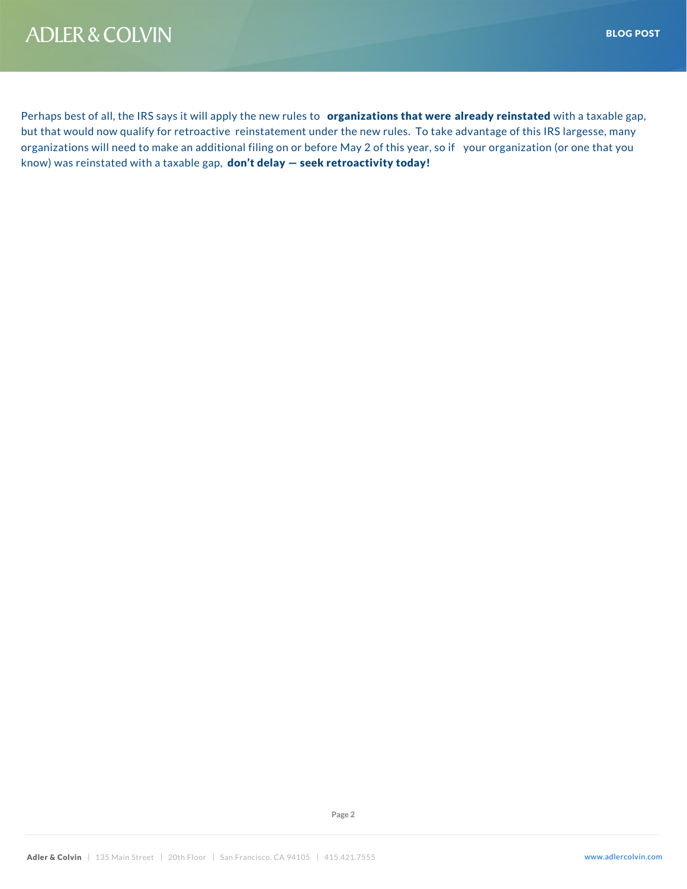Perhaps best of all, the IRS says it will apply the new rules to **organizations that were already reinstated** with a taxable gap, but that would now qualify for retroactive reinstatement under the new rules. To take advantage of this IRS largesse, many organizations will need to make an additional filing on or before May 2 of this year, so if your organization (or one that you know) was reinstated with a taxable gap, **don't delay — seek retroactivity today!**